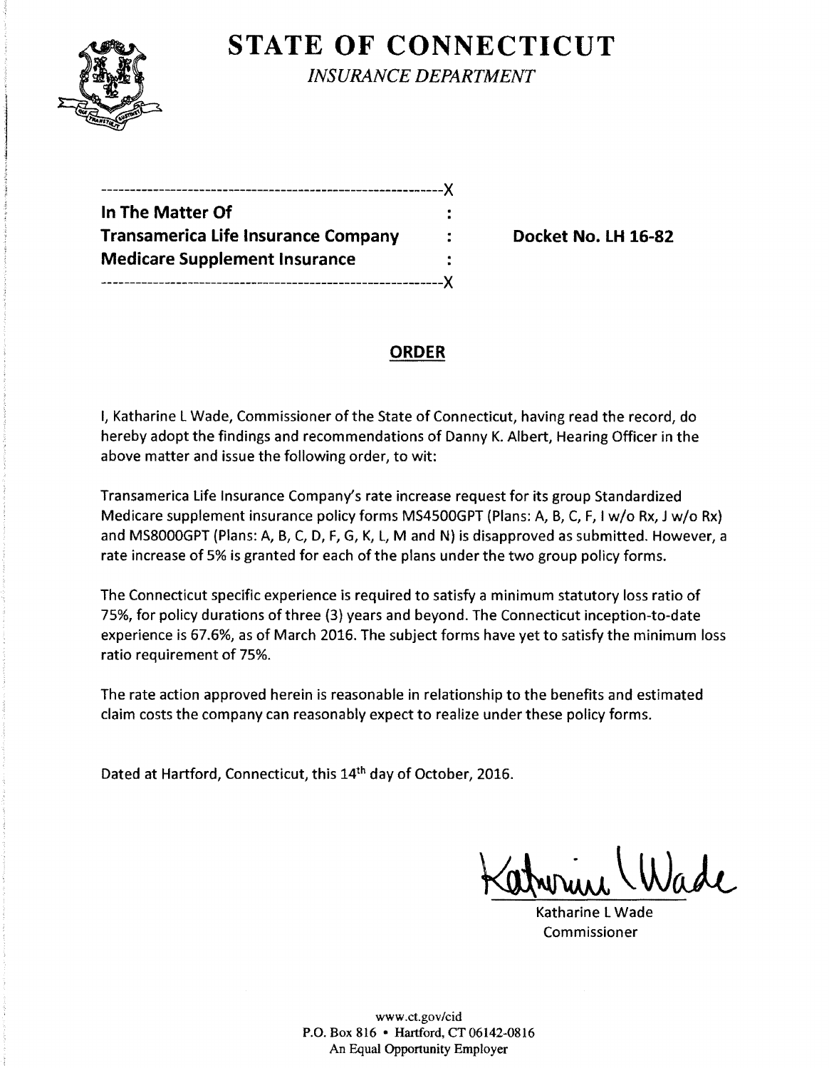# STATE OF CONNECTICUT

*INSURANCE DEPARTMENT*

---------------------------------------------------------X

**In The Matter Of** :
**Transamerica Life Insurance Company** : **Docket No. LH 16-82**
**Medicare Supplement Insurance** :

---------------------------------------------------------X

## ORDER

I, Katharine L Wade, Commissioner of the State of Connecticut, having read the record, do hereby adopt the findings and recommendations of Danny K. Albert, Hearing Officer in the above matter and issue the following order, to wit:

Transamerica Life Insurance Company's rate increase request for its group Standardized Medicare supplement insurance policy forms MS4500GPT (Plans: A, B, C, F, I w/o Rx, J w/o Rx) and MS8000GPT (Plans: A, B, C, D, F, G, K, L, M and N) is disapproved as submitted. However, a rate increase of 5% is granted for each of the plans under the two group policy forms.

The Connecticut specific experience is required to satisfy a minimum statutory loss ratio of 75%, for policy durations of three (3) years and beyond. The Connecticut inception-to-date experience is 67.6%, as of March 2016. The subject forms have yet to satisfy the minimum loss ratio requirement of 75%.

The rate action approved herein is reasonable in relationship to the benefits and estimated claim costs the company can reasonably expect to realize under these policy forms.

Dated at Hartford, Connecticut, this 14th day of October, 2016.

Katharine L Wade
Commissioner

www.ct.gov/cid
P.O. Box 816 • Hartford, CT 06142-0816
An Equal Opportunity Employer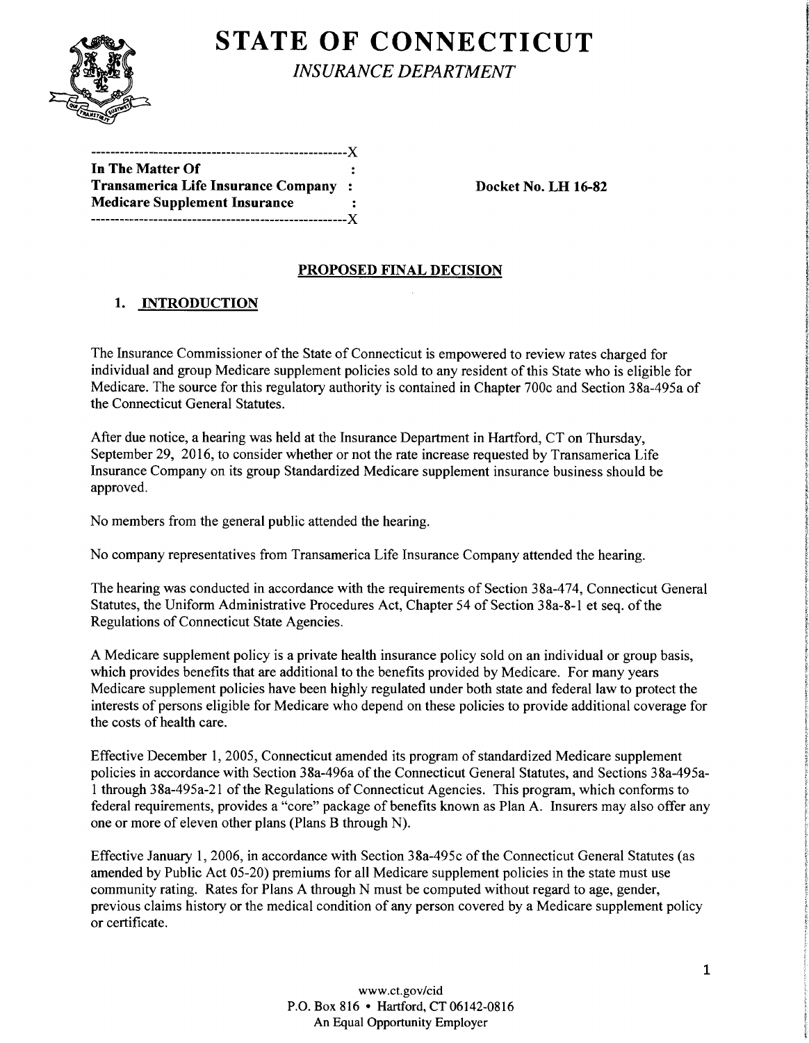# STATE OF CONNECTICUT

*INSURANCE DEPARTMENT*

```
-----------------------------------------------------X
In The Matter Of                                     :
Transamerica Life Insurance Company                  :        Docket No. LH 16-82
Medicare Supplement Insurance                        :
-----------------------------------------------------X
```

**In The Matter Of**
**Transamerica Life Insurance Company**
**Medicare Supplement Insurance**

**Docket No. LH 16-82**

## PROPOSED FINAL DECISION

### 1. INTRODUCTION

The Insurance Commissioner of the State of Connecticut is empowered to review rates charged for individual and group Medicare supplement policies sold to any resident of this State who is eligible for Medicare. The source for this regulatory authority is contained in Chapter 700c and Section 38a-495a of the Connecticut General Statutes.

After due notice, a hearing was held at the Insurance Department in Hartford, CT on Thursday, September 29, 2016, to consider whether or not the rate increase requested by Transamerica Life Insurance Company on its group Standardized Medicare supplement insurance business should be approved.

No members from the general public attended the hearing.

No company representatives from Transamerica Life Insurance Company attended the hearing.

The hearing was conducted in accordance with the requirements of Section 38a-474, Connecticut General Statutes, the Uniform Administrative Procedures Act, Chapter 54 of Section 38a-8-1 et seq. of the Regulations of Connecticut State Agencies.

A Medicare supplement policy is a private health insurance policy sold on an individual or group basis, which provides benefits that are additional to the benefits provided by Medicare. For many years Medicare supplement policies have been highly regulated under both state and federal law to protect the interests of persons eligible for Medicare who depend on these policies to provide additional coverage for the costs of health care.

Effective December 1, 2005, Connecticut amended its program of standardized Medicare supplement policies in accordance with Section 38a-496a of the Connecticut General Statutes, and Sections 38a-495a-1 through 38a-495a-21 of the Regulations of Connecticut Agencies. This program, which conforms to federal requirements, provides a "core" package of benefits known as Plan A. Insurers may also offer any one or more of eleven other plans (Plans B through N).

Effective January 1, 2006, in accordance with Section 38a-495c of the Connecticut General Statutes (as amended by Public Act 05-20) premiums for all Medicare supplement policies in the state must use community rating. Rates for Plans A through N must be computed without regard to age, gender, previous claims history or the medical condition of any person covered by a Medicare supplement policy or certificate.

# STATE OF CONNECTICUT

*INSURANCE DEPARTMENT*

**In The Matter Of**
**Transamerica Life Insurance Company**
**Medicare Supplement Insurance**

**Docket No. LH 16-82**

## PROPOSED FINAL DECISION

### 1. INTRODUCTION

The Insurance Commissioner of the State of Connecticut is empowered to review rates charged for individual and group Medicare supplement policies sold to any resident of this State who is eligible for Medicare. The source for this regulatory authority is contained in Chapter 700c and Section 38a-495a of the Connecticut General Statutes.

After due notice, a hearing was held at the Insurance Department in Hartford, CT on Thursday, September 29, 2016, to consider whether or not the rate increase requested by Transamerica Life Insurance Company on its group Standardized Medicare supplement insurance business should be approved.

No members from the general public attended the hearing.

No company representatives from Transamerica Life Insurance Company attended the hearing.

The hearing was conducted in accordance with the requirements of Section 38a-474, Connecticut General Statutes, the Uniform Administrative Procedures Act, Chapter 54 of Section 38a-8-1 et seq. of the Regulations of Connecticut State Agencies.

A Medicare supplement policy is a private health insurance policy sold on an individual or group basis, which provides benefits that are additional to the benefits provided by Medicare. For many years Medicare supplement policies have been highly regulated under both state and federal law to protect the interests of persons eligible for Medicare who depend on these policies to provide additional coverage for the costs of health care.

Effective December 1, 2005, Connecticut amended its program of standardized Medicare supplement policies in accordance with Section 38a-496a of the Connecticut General Statutes, and Sections 38a-495a-1 through 38a-495a-21 of the Regulations of Connecticut Agencies. This program, which conforms to federal requirements, provides a "core" package of benefits known as Plan A. Insurers may also offer any one or more of eleven other plans (Plans B through N).

Effective January 1, 2006, in accordance with Section 38a-495c of the Connecticut General Statutes (as amended by Public Act 05-20) premiums for all Medicare supplement policies in the state must use community rating. Rates for Plans A through N must be computed without regard to age, gender, previous claims history or the medical condition of any person covered by a Medicare supplement policy or certificate.

www.ct.gov/cid
P.O. Box 816 • Hartford, CT 06142-0816
An Equal Opportunity Employer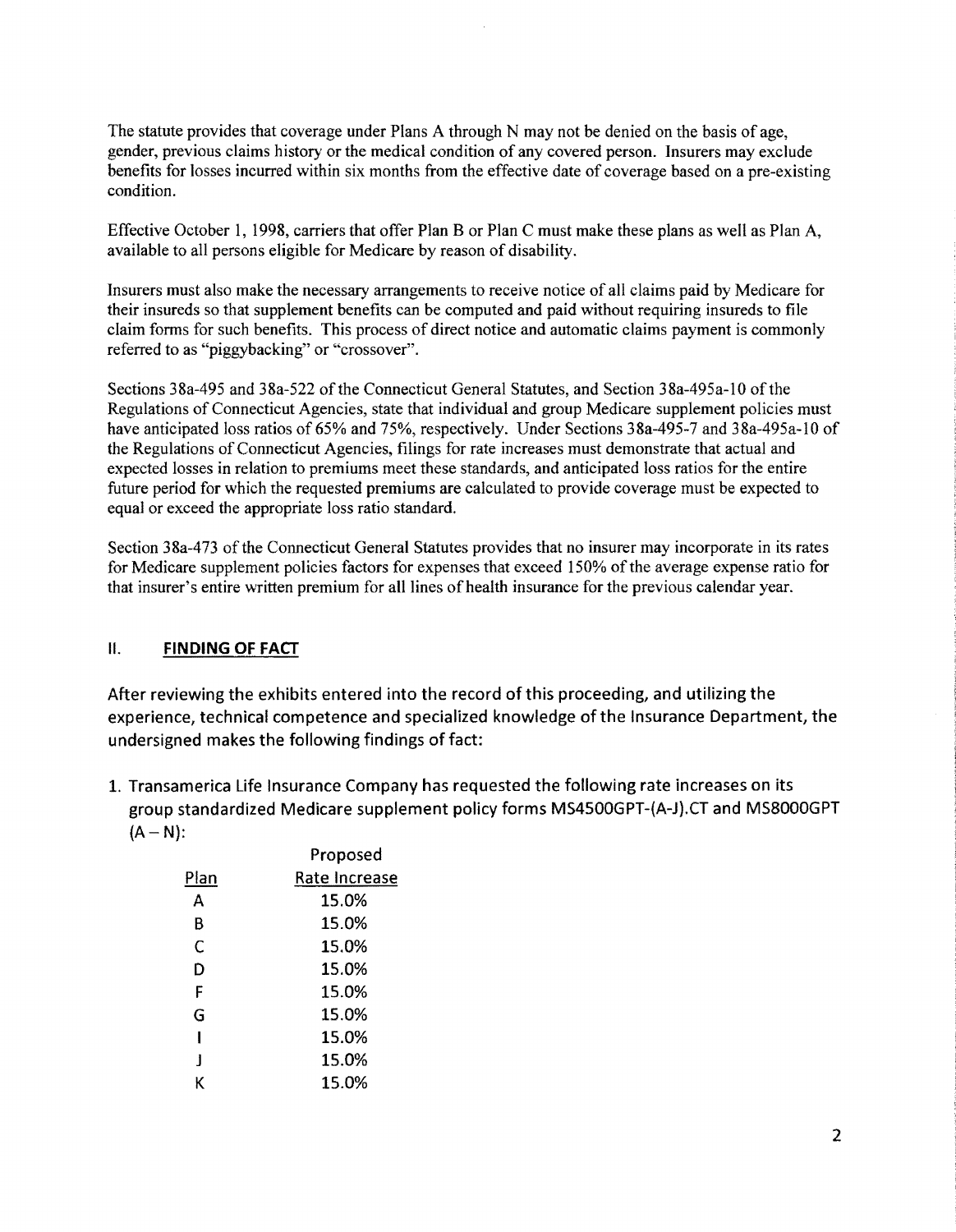The statute provides that coverage under Plans A through N may not be denied on the basis of age, gender, previous claims history or the medical condition of any covered person. Insurers may exclude benefits for losses incurred within six months from the effective date of coverage based on a pre-existing condition.

Effective October 1, 1998, carriers that offer Plan B or Plan C must make these plans as well as Plan A, available to all persons eligible for Medicare by reason of disability.

Insurers must also make the necessary arrangements to receive notice of all claims paid by Medicare for their insureds so that supplement benefits can be computed and paid without requiring insureds to file claim forms for such benefits. This process of direct notice and automatic claims payment is commonly referred to as "piggybacking" or "crossover".

Sections 38a-495 and 38a-522 of the Connecticut General Statutes, and Section 38a-495a-10 of the Regulations of Connecticut Agencies, state that individual and group Medicare supplement policies must have anticipated loss ratios of 65% and 75%, respectively. Under Sections 38a-495-7 and 38a-495a-10 of the Regulations of Connecticut Agencies, filings for rate increases must demonstrate that actual and expected losses in relation to premiums meet these standards, and anticipated loss ratios for the entire future period for which the requested premiums are calculated to provide coverage must be expected to equal or exceed the appropriate loss ratio standard.

Section 38a-473 of the Connecticut General Statutes provides that no insurer may incorporate in its rates for Medicare supplement policies factors for expenses that exceed 150% of the average expense ratio for that insurer's entire written premium for all lines of health insurance for the previous calendar year.

## II. **FINDING OF FACT**

After reviewing the exhibits entered into the record of this proceeding, and utilizing the experience, technical competence and specialized knowledge of the Insurance Department, the undersigned makes the following findings of fact:

1. Transamerica Life Insurance Company has requested the following rate increases on its group standardized Medicare supplement policy forms MS4500GPT-(A-J).CT and MS8000GPT (A – N):

| Plan | Proposed Rate Increase |
|---|---|
| A | 15.0% |
| B | 15.0% |
| C | 15.0% |
| D | 15.0% |
| F | 15.0% |
| G | 15.0% |
| I | 15.0% |
| J | 15.0% |
| K | 15.0% |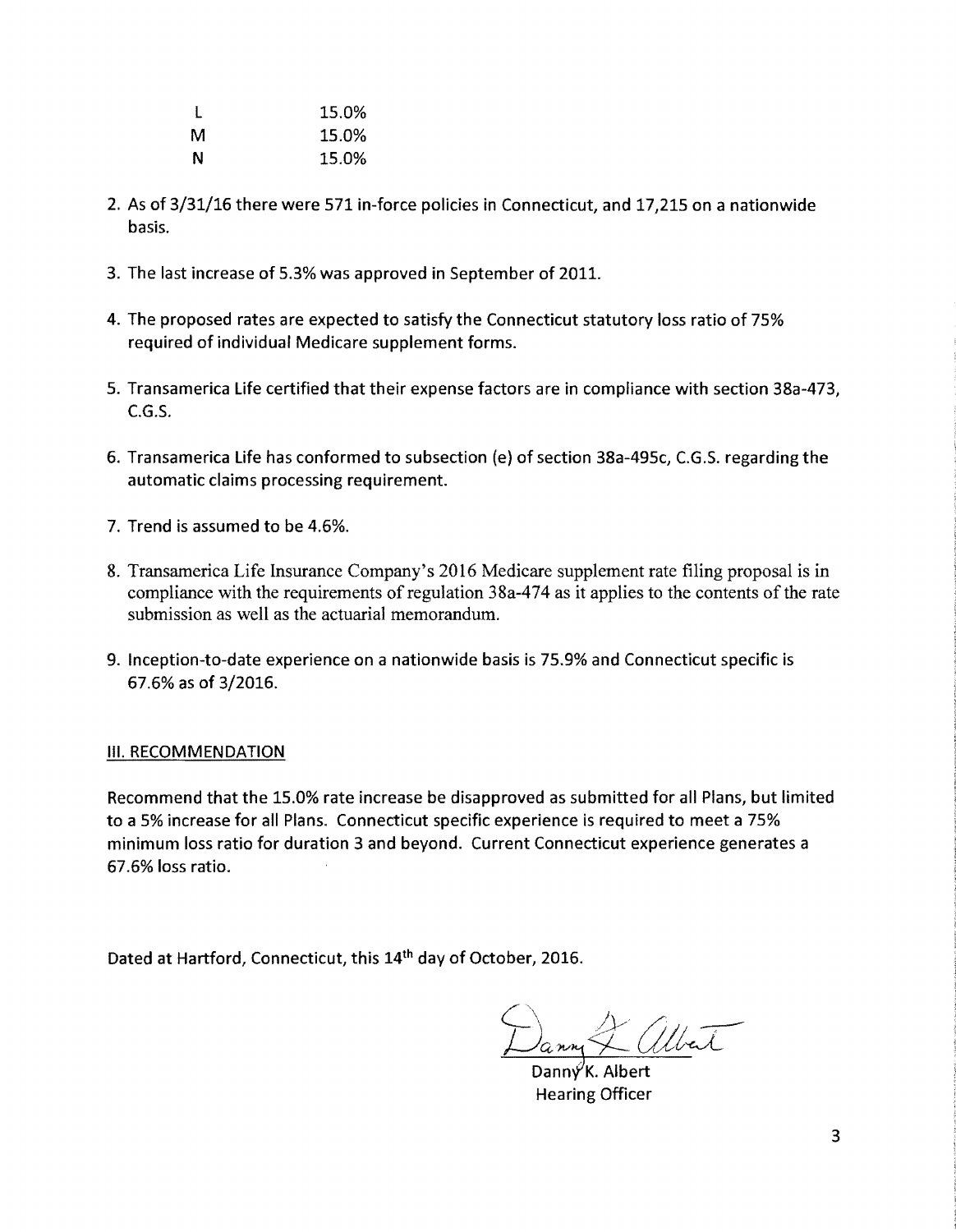| | |
|---|---|
| L | 15.0% |
| M | 15.0% |
| N | 15.0% |

2. As of 3/31/16 there were 571 in-force policies in Connecticut, and 17,215 on a nationwide basis.

3. The last increase of 5.3% was approved in September of 2011.

4. The proposed rates are expected to satisfy the Connecticut statutory loss ratio of 75% required of individual Medicare supplement forms.

5. Transamerica Life certified that their expense factors are in compliance with section 38a-473, C.G.S.

6. Transamerica Life has conformed to subsection (e) of section 38a-495c, C.G.S. regarding the automatic claims processing requirement.

7. Trend is assumed to be 4.6%.

8. Transamerica Life Insurance Company's 2016 Medicare supplement rate filing proposal is in compliance with the requirements of regulation 38a-474 as it applies to the contents of the rate submission as well as the actuarial memorandum.

9. Inception-to-date experience on a nationwide basis is 75.9% and Connecticut specific is 67.6% as of 3/2016.

## III. RECOMMENDATION

Recommend that the 15.0% rate increase be disapproved as submitted for all Plans, but limited to a 5% increase for all Plans. Connecticut specific experience is required to meet a 75% minimum loss ratio for duration 3 and beyond. Current Connecticut experience generates a 67.6% loss ratio.

Dated at Hartford, Connecticut, this 14th day of October, 2016.

Danny K. Albert
Hearing Officer